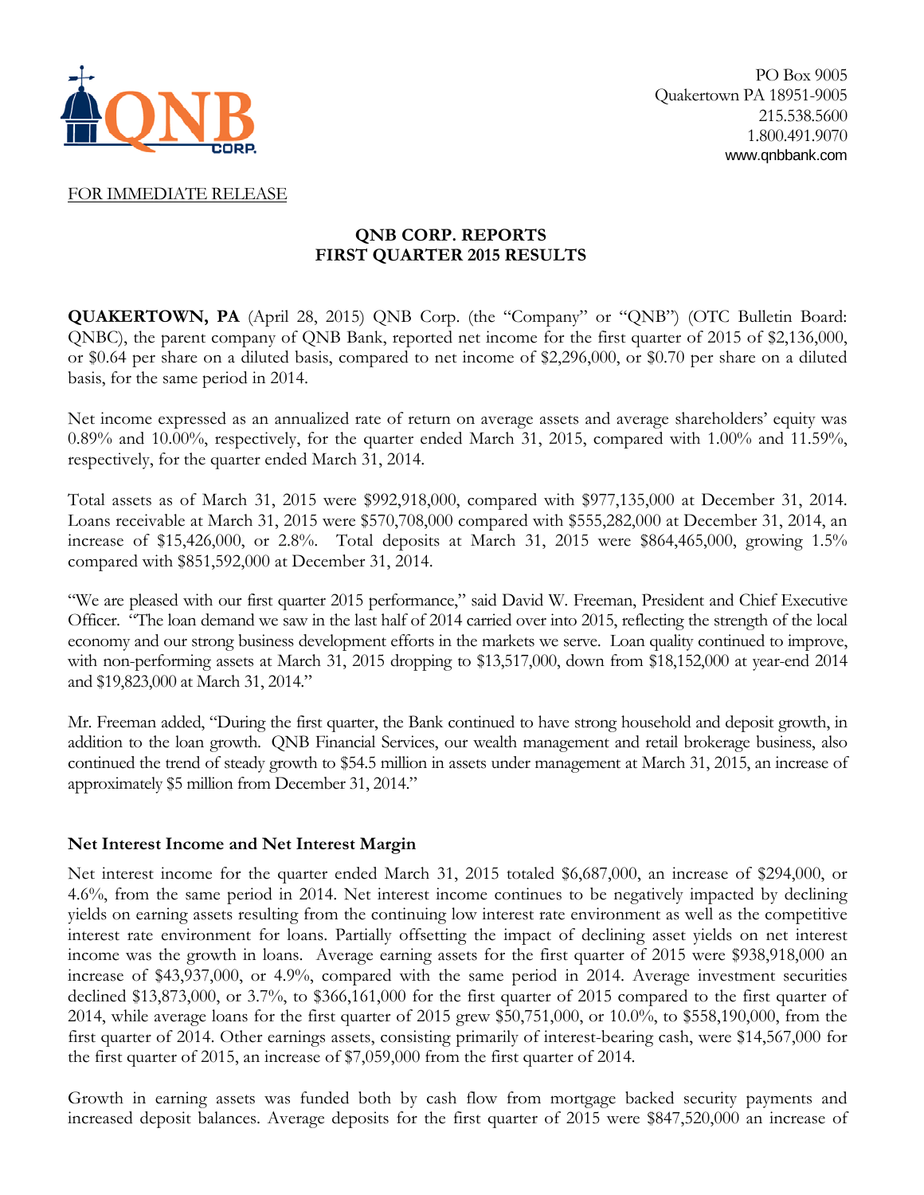PO Box 9005
Quakertown PA 18951-9005
215.538.5600
1.800.491.9070
www.qnbbank.com

FOR IMMEDIATE RELEASE

# QNB CORP. REPORTS FIRST QUARTER 2015 RESULTS

**QUAKERTOWN, PA** (April 28, 2015) QNB Corp. (the "Company" or "QNB") (OTC Bulletin Board: QNBC), the parent company of QNB Bank, reported net income for the first quarter of 2015 of $2,136,000, or $0.64 per share on a diluted basis, compared to net income of $2,296,000, or $0.70 per share on a diluted basis, for the same period in 2014.

Net income expressed as an annualized rate of return on average assets and average shareholders' equity was 0.89% and 10.00%, respectively, for the quarter ended March 31, 2015, compared with 1.00% and 11.59%, respectively, for the quarter ended March 31, 2014.

Total assets as of March 31, 2015 were $992,918,000, compared with $977,135,000 at December 31, 2014. Loans receivable at March 31, 2015 were $570,708,000 compared with $555,282,000 at December 31, 2014, an increase of $15,426,000, or 2.8%. Total deposits at March 31, 2015 were $864,465,000, growing 1.5% compared with $851,592,000 at December 31, 2014.

"We are pleased with our first quarter 2015 performance," said David W. Freeman, President and Chief Executive Officer. "The loan demand we saw in the last half of 2014 carried over into 2015, reflecting the strength of the local economy and our strong business development efforts in the markets we serve. Loan quality continued to improve, with non-performing assets at March 31, 2015 dropping to $13,517,000, down from $18,152,000 at year-end 2014 and $19,823,000 at March 31, 2014."

Mr. Freeman added, "During the first quarter, the Bank continued to have strong household and deposit growth, in addition to the loan growth. QNB Financial Services, our wealth management and retail brokerage business, also continued the trend of steady growth to $54.5 million in assets under management at March 31, 2015, an increase of approximately $5 million from December 31, 2014."

## Net Interest Income and Net Interest Margin

Net interest income for the quarter ended March 31, 2015 totaled $6,687,000, an increase of $294,000, or 4.6%, from the same period in 2014. Net interest income continues to be negatively impacted by declining yields on earning assets resulting from the continuing low interest rate environment as well as the competitive interest rate environment for loans. Partially offsetting the impact of declining asset yields on net interest income was the growth in loans. Average earning assets for the first quarter of 2015 were $938,918,000 an increase of $43,937,000, or 4.9%, compared with the same period in 2014. Average investment securities declined $13,873,000, or 3.7%, to $366,161,000 for the first quarter of 2015 compared to the first quarter of 2014, while average loans for the first quarter of 2015 grew $50,751,000, or 10.0%, to $558,190,000, from the first quarter of 2014. Other earnings assets, consisting primarily of interest-bearing cash, were $14,567,000 for the first quarter of 2015, an increase of $7,059,000 from the first quarter of 2014.

Growth in earning assets was funded both by cash flow from mortgage backed security payments and increased deposit balances. Average deposits for the first quarter of 2015 were $847,520,000 an increase of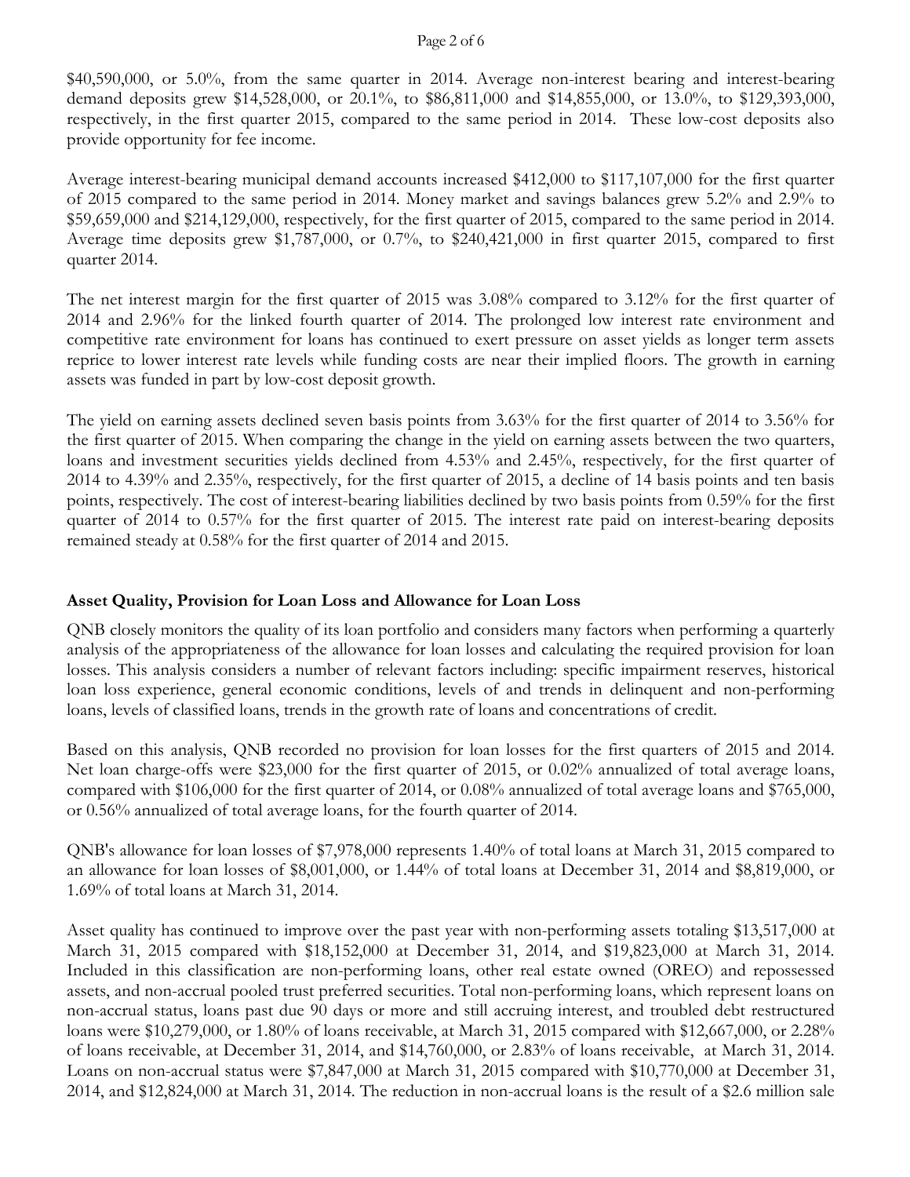$40,590,000, or 5.0%, from the same quarter in 2014. Average non-interest bearing and interest-bearing demand deposits grew $14,528,000, or 20.1%, to $86,811,000 and $14,855,000, or 13.0%, to $129,393,000, respectively, in the first quarter 2015, compared to the same period in 2014. These low-cost deposits also provide opportunity for fee income.

Average interest-bearing municipal demand accounts increased $412,000 to $117,107,000 for the first quarter of 2015 compared to the same period in 2014. Money market and savings balances grew 5.2% and 2.9% to $59,659,000 and $214,129,000, respectively, for the first quarter of 2015, compared to the same period in 2014. Average time deposits grew $1,787,000, or 0.7%, to $240,421,000 in first quarter 2015, compared to first quarter 2014.

The net interest margin for the first quarter of 2015 was 3.08% compared to 3.12% for the first quarter of 2014 and 2.96% for the linked fourth quarter of 2014. The prolonged low interest rate environment and competitive rate environment for loans has continued to exert pressure on asset yields as longer term assets reprice to lower interest rate levels while funding costs are near their implied floors. The growth in earning assets was funded in part by low-cost deposit growth.

The yield on earning assets declined seven basis points from 3.63% for the first quarter of 2014 to 3.56% for the first quarter of 2015. When comparing the change in the yield on earning assets between the two quarters, loans and investment securities yields declined from 4.53% and 2.45%, respectively, for the first quarter of 2014 to 4.39% and 2.35%, respectively, for the first quarter of 2015, a decline of 14 basis points and ten basis points, respectively. The cost of interest-bearing liabilities declined by two basis points from 0.59% for the first quarter of 2014 to 0.57% for the first quarter of 2015. The interest rate paid on interest-bearing deposits remained steady at 0.58% for the first quarter of 2014 and 2015.

**Asset Quality, Provision for Loan Loss and Allowance for Loan Loss**

QNB closely monitors the quality of its loan portfolio and considers many factors when performing a quarterly analysis of the appropriateness of the allowance for loan losses and calculating the required provision for loan losses. This analysis considers a number of relevant factors including: specific impairment reserves, historical loan loss experience, general economic conditions, levels of and trends in delinquent and non-performing loans, levels of classified loans, trends in the growth rate of loans and concentrations of credit.

Based on this analysis, QNB recorded no provision for loan losses for the first quarters of 2015 and 2014. Net loan charge-offs were $23,000 for the first quarter of 2015, or 0.02% annualized of total average loans, compared with $106,000 for the first quarter of 2014, or 0.08% annualized of total average loans and $765,000, or 0.56% annualized of total average loans, for the fourth quarter of 2014.

QNB's allowance for loan losses of $7,978,000 represents 1.40% of total loans at March 31, 2015 compared to an allowance for loan losses of $8,001,000, or 1.44% of total loans at December 31, 2014 and $8,819,000, or 1.69% of total loans at March 31, 2014.

Asset quality has continued to improve over the past year with non-performing assets totaling $13,517,000 at March 31, 2015 compared with $18,152,000 at December 31, 2014, and $19,823,000 at March 31, 2014. Included in this classification are non-performing loans, other real estate owned (OREO) and repossessed assets, and non-accrual pooled trust preferred securities. Total non-performing loans, which represent loans on non-accrual status, loans past due 90 days or more and still accruing interest, and troubled debt restructured loans were $10,279,000, or 1.80% of loans receivable, at March 31, 2015 compared with $12,667,000, or 2.28% of loans receivable, at December 31, 2014, and $14,760,000, or 2.83% of loans receivable, at March 31, 2014. Loans on non-accrual status were $7,847,000 at March 31, 2015 compared with $10,770,000 at December 31, 2014, and $12,824,000 at March 31, 2014. The reduction in non-accrual loans is the result of a $2.6 million sale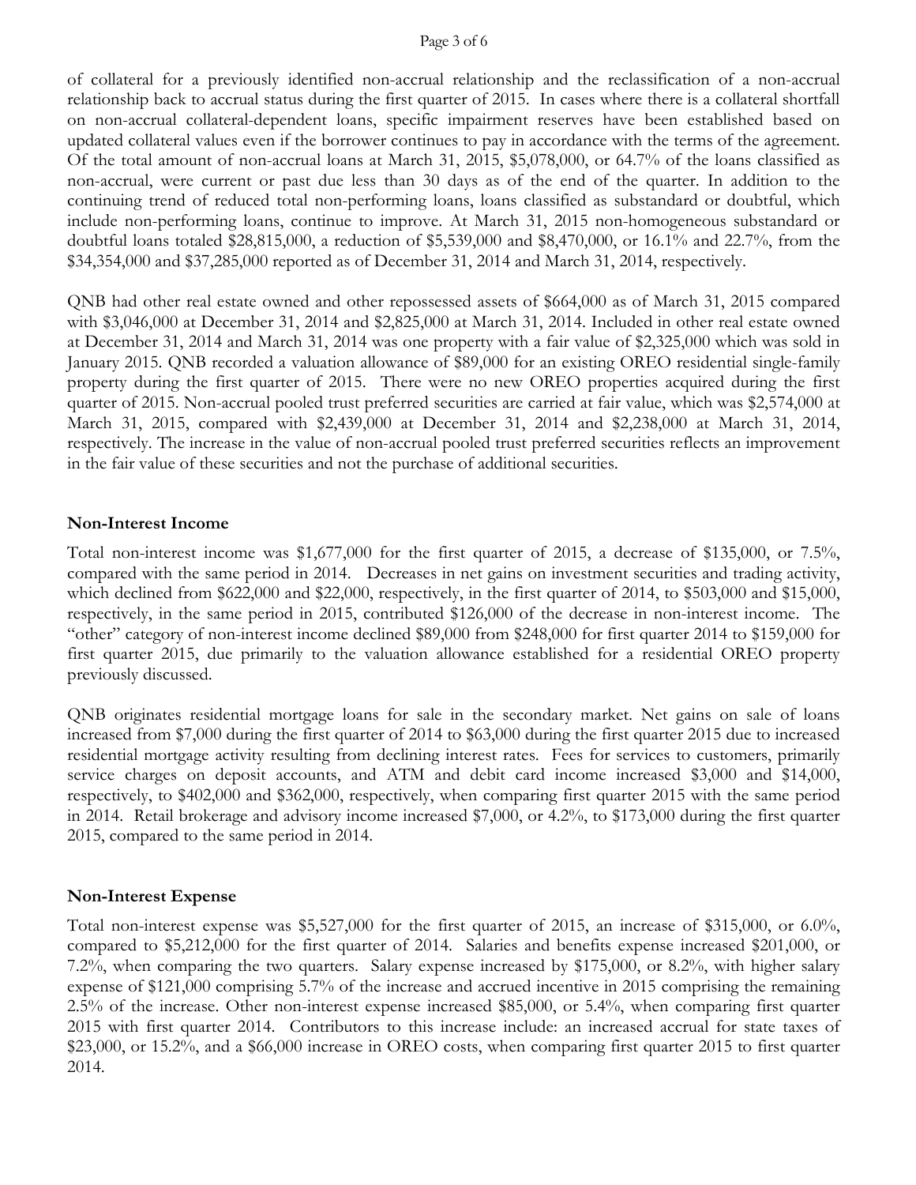of collateral for a previously identified non-accrual relationship and the reclassification of a non-accrual relationship back to accrual status during the first quarter of 2015. In cases where there is a collateral shortfall on non-accrual collateral-dependent loans, specific impairment reserves have been established based on updated collateral values even if the borrower continues to pay in accordance with the terms of the agreement. Of the total amount of non-accrual loans at March 31, 2015, $5,078,000, or 64.7% of the loans classified as non-accrual, were current or past due less than 30 days as of the end of the quarter. In addition to the continuing trend of reduced total non-performing loans, loans classified as substandard or doubtful, which include non-performing loans, continue to improve. At March 31, 2015 non-homogeneous substandard or doubtful loans totaled $28,815,000, a reduction of $5,539,000 and $8,470,000, or 16.1% and 22.7%, from the $34,354,000 and $37,285,000 reported as of December 31, 2014 and March 31, 2014, respectively.

QNB had other real estate owned and other repossessed assets of $664,000 as of March 31, 2015 compared with $3,046,000 at December 31, 2014 and $2,825,000 at March 31, 2014. Included in other real estate owned at December 31, 2014 and March 31, 2014 was one property with a fair value of $2,325,000 which was sold in January 2015. QNB recorded a valuation allowance of $89,000 for an existing OREO residential single-family property during the first quarter of 2015. There were no new OREO properties acquired during the first quarter of 2015. Non-accrual pooled trust preferred securities are carried at fair value, which was $2,574,000 at March 31, 2015, compared with $2,439,000 at December 31, 2014 and $2,238,000 at March 31, 2014, respectively. The increase in the value of non-accrual pooled trust preferred securities reflects an improvement in the fair value of these securities and not the purchase of additional securities.

**Non-Interest Income**

Total non-interest income was $1,677,000 for the first quarter of 2015, a decrease of $135,000, or 7.5%, compared with the same period in 2014. Decreases in net gains on investment securities and trading activity, which declined from $622,000 and $22,000, respectively, in the first quarter of 2014, to $503,000 and $15,000, respectively, in the same period in 2015, contributed $126,000 of the decrease in non-interest income. The "other" category of non-interest income declined $89,000 from $248,000 for first quarter 2014 to $159,000 for first quarter 2015, due primarily to the valuation allowance established for a residential OREO property previously discussed.

QNB originates residential mortgage loans for sale in the secondary market. Net gains on sale of loans increased from $7,000 during the first quarter of 2014 to $63,000 during the first quarter 2015 due to increased residential mortgage activity resulting from declining interest rates. Fees for services to customers, primarily service charges on deposit accounts, and ATM and debit card income increased $3,000 and $14,000, respectively, to $402,000 and $362,000, respectively, when comparing first quarter 2015 with the same period in 2014. Retail brokerage and advisory income increased $7,000, or 4.2%, to $173,000 during the first quarter 2015, compared to the same period in 2014.

**Non-Interest Expense**

Total non-interest expense was $5,527,000 for the first quarter of 2015, an increase of $315,000, or 6.0%, compared to $5,212,000 for the first quarter of 2014. Salaries and benefits expense increased $201,000, or 7.2%, when comparing the two quarters. Salary expense increased by $175,000, or 8.2%, with higher salary expense of $121,000 comprising 5.7% of the increase and accrued incentive in 2015 comprising the remaining 2.5% of the increase. Other non-interest expense increased $85,000, or 5.4%, when comparing first quarter 2015 with first quarter 2014. Contributors to this increase include: an increased accrual for state taxes of $23,000, or 15.2%, and a $66,000 increase in OREO costs, when comparing first quarter 2015 to first quarter 2014.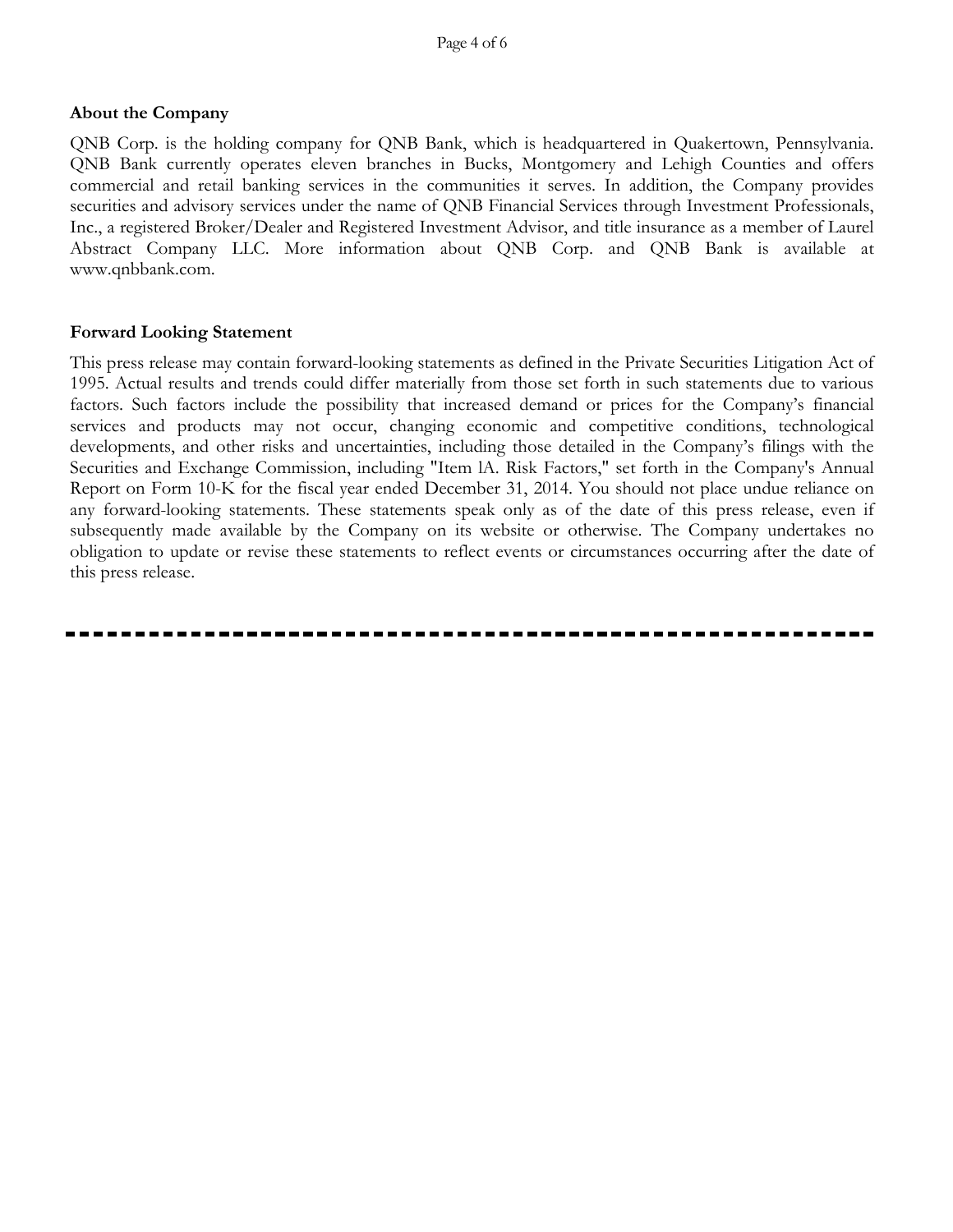**About the Company**

QNB Corp. is the holding company for QNB Bank, which is headquartered in Quakertown, Pennsylvania. QNB Bank currently operates eleven branches in Bucks, Montgomery and Lehigh Counties and offers commercial and retail banking services in the communities it serves. In addition, the Company provides securities and advisory services under the name of QNB Financial Services through Investment Professionals, Inc., a registered Broker/Dealer and Registered Investment Advisor, and title insurance as a member of Laurel Abstract Company LLC. More information about QNB Corp. and QNB Bank is available at www.qnbbank.com.

**Forward Looking Statement**

This press release may contain forward-looking statements as defined in the Private Securities Litigation Act of 1995. Actual results and trends could differ materially from those set forth in such statements due to various factors. Such factors include the possibility that increased demand or prices for the Company's financial services and products may not occur, changing economic and competitive conditions, technological developments, and other risks and uncertainties, including those detailed in the Company's filings with the Securities and Exchange Commission, including "Item lA. Risk Factors," set forth in the Company's Annual Report on Form 10-K for the fiscal year ended December 31, 2014. You should not place undue reliance on any forward-looking statements. These statements speak only as of the date of this press release, even if subsequently made available by the Company on its website or otherwise. The Company undertakes no obligation to update or revise these statements to reflect events or circumstances occurring after the date of this press release.

---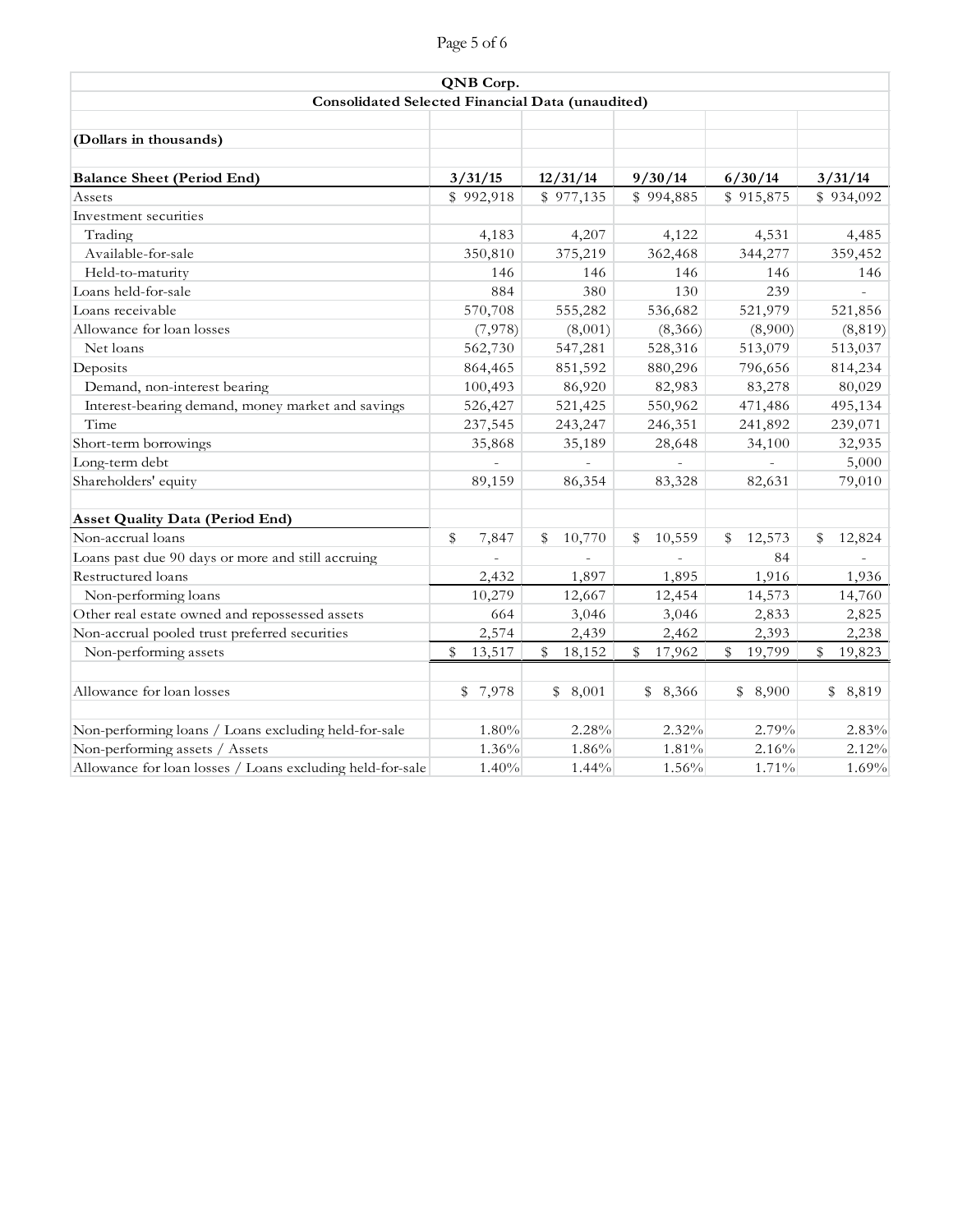**QNB Corp.**

**Consolidated Selected Financial Data (unaudited)**

**(Dollars in thousands)**

| **Balance Sheet (Period End)** | **3/31/15** | **12/31/14** | **9/30/14** | **6/30/14** | **3/31/14** |
|---|---|---|---|---|---|
| Assets | $ 992,918 | $ 977,135 | $ 994,885 | $ 915,875 | $ 934,092 |
| Investment securities | | | | | |
| Trading | 4,183 | 4,207 | 4,122 | 4,531 | 4,485 |
| Available-for-sale | 350,810 | 375,219 | 362,468 | 344,277 | 359,452 |
| Held-to-maturity | 146 | 146 | 146 | 146 | 146 |
| Loans held-for-sale | 884 | 380 | 130 | 239 | - |
| Loans receivable | 570,708 | 555,282 | 536,682 | 521,979 | 521,856 |
| Allowance for loan losses | (7,978) | (8,001) | (8,366) | (8,900) | (8,819) |
| Net loans | 562,730 | 547,281 | 528,316 | 513,079 | 513,037 |
| Deposits | 864,465 | 851,592 | 880,296 | 796,656 | 814,234 |
| Demand, non-interest bearing | 100,493 | 86,920 | 82,983 | 83,278 | 80,029 |
| Interest-bearing demand, money market and savings | 526,427 | 521,425 | 550,962 | 471,486 | 495,134 |
| Time | 237,545 | 243,247 | 246,351 | 241,892 | 239,071 |
| Short-term borrowings | 35,868 | 35,189 | 28,648 | 34,100 | 32,935 |
| Long-term debt | - | - | - | - | 5,000 |
| Shareholders' equity | 89,159 | 86,354 | 83,328 | 82,631 | 79,010 |
| | | | | | |
| **Asset Quality Data (Period End)** | | | | | |
| Non-accrual loans | $ 7,847 | $ 10,770 | $ 10,559 | $ 12,573 | $ 12,824 |
| Loans past due 90 days or more and still accruing | - | - | - | 84 | - |
| Restructured loans | 2,432 | 1,897 | 1,895 | 1,916 | 1,936 |
| Non-performing loans | 10,279 | 12,667 | 12,454 | 14,573 | 14,760 |
| Other real estate owned and repossessed assets | 664 | 3,046 | 3,046 | 2,833 | 2,825 |
| Non-accrual pooled trust preferred securities | 2,574 | 2,439 | 2,462 | 2,393 | 2,238 |
| Non-performing assets | $ 13,517 | $ 18,152 | $ 17,962 | $ 19,799 | $ 19,823 |
| | | | | | |
| Allowance for loan losses | $ 7,978 | $ 8,001 | $ 8,366 | $ 8,900 | $ 8,819 |
| | | | | | |
| Non-performing loans / Loans excluding held-for-sale | 1.80% | 2.28% | 2.32% | 2.79% | 2.83% |
| Non-performing assets / Assets | 1.36% | 1.86% | 1.81% | 2.16% | 2.12% |
| Allowance for loan losses / Loans excluding held-for-sale | 1.40% | 1.44% | 1.56% | 1.71% | 1.69% |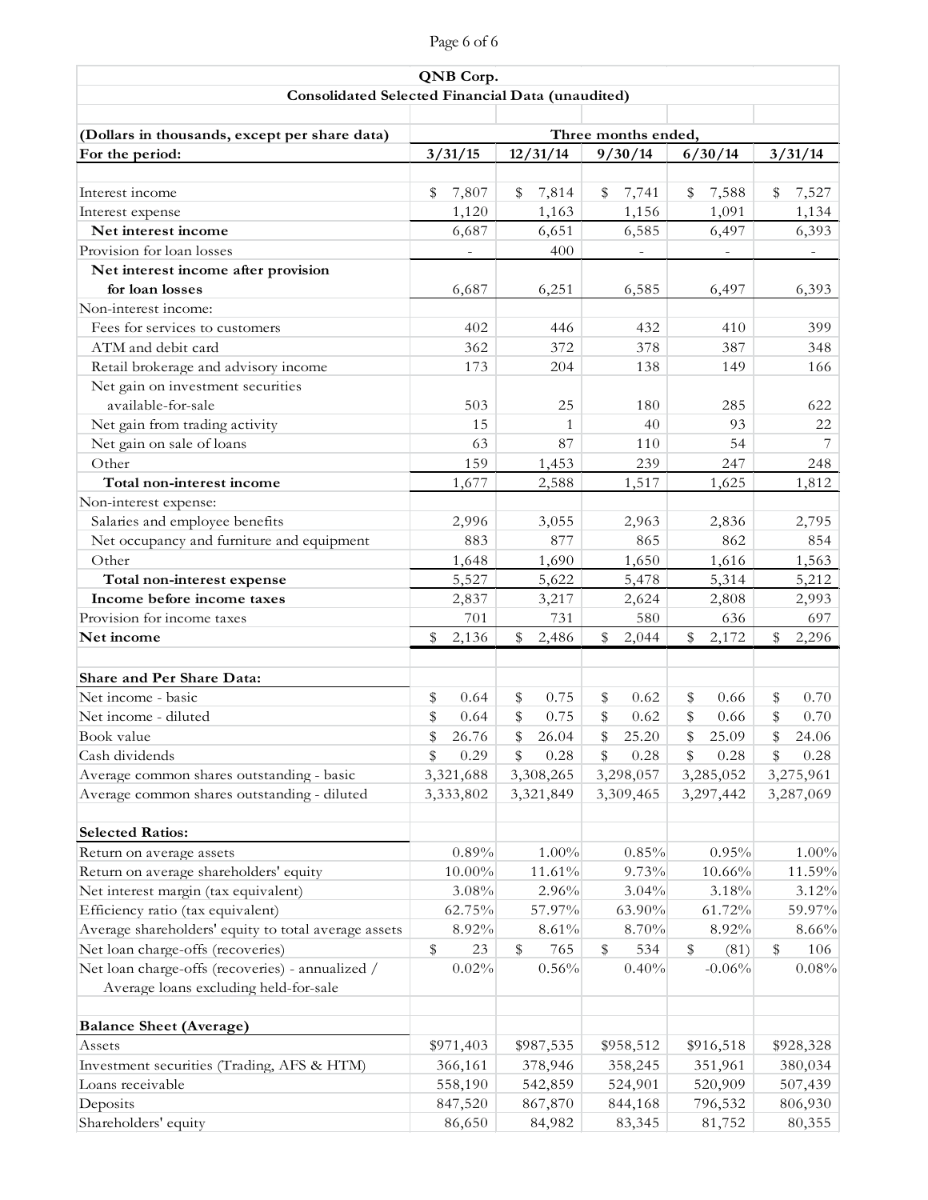**QNB Corp.**

**Consolidated Selected Financial Data (unaudited)**

| (Dollars in thousands, except per share data) | Three months ended, | | | | |
|---|---|---|---|---|---|
| **For the period:** | **3/31/15** | **12/31/14** | **9/30/14** | **6/30/14** | **3/31/14** |
| Interest income | $ 7,807 | $ 7,814 | $ 7,741 | $ 7,588 | $ 7,527 |
| Interest expense | 1,120 | 1,163 | 1,156 | 1,091 | 1,134 |
| **Net interest income** | 6,687 | 6,651 | 6,585 | 6,497 | 6,393 |
| Provision for loan losses | - | 400 | - | - | - |
| **Net interest income after provision for loan losses** | 6,687 | 6,251 | 6,585 | 6,497 | 6,393 |
| Non-interest income: | | | | | |
| Fees for services to customers | 402 | 446 | 432 | 410 | 399 |
| ATM and debit card | 362 | 372 | 378 | 387 | 348 |
| Retail brokerage and advisory income | 173 | 204 | 138 | 149 | 166 |
| Net gain on investment securities available-for-sale | 503 | 25 | 180 | 285 | 622 |
| Net gain from trading activity | 15 | 1 | 40 | 93 | 22 |
| Net gain on sale of loans | 63 | 87 | 110 | 54 | 7 |
| Other | 159 | 1,453 | 239 | 247 | 248 |
| **Total non-interest income** | 1,677 | 2,588 | 1,517 | 1,625 | 1,812 |
| Non-interest expense: | | | | | |
| Salaries and employee benefits | 2,996 | 3,055 | 2,963 | 2,836 | 2,795 |
| Net occupancy and furniture and equipment | 883 | 877 | 865 | 862 | 854 |
| Other | 1,648 | 1,690 | 1,650 | 1,616 | 1,563 |
| **Total non-interest expense** | 5,527 | 5,622 | 5,478 | 5,314 | 5,212 |
| **Income before income taxes** | 2,837 | 3,217 | 2,624 | 2,808 | 2,993 |
| Provision for income taxes | 701 | 731 | 580 | 636 | 697 |
| **Net income** | $ 2,136 | $ 2,486 | $ 2,044 | $ 2,172 | $ 2,296 |
| | | | | | |
| **Share and Per Share Data:** | | | | | |
| Net income - basic | $ 0.64 | $ 0.75 | $ 0.62 | $ 0.66 | $ 0.70 |
| Net income - diluted | $ 0.64 | $ 0.75 | $ 0.62 | $ 0.66 | $ 0.70 |
| Book value | $ 26.76 | $ 26.04 | $ 25.20 | $ 25.09 | $ 24.06 |
| Cash dividends | $ 0.29 | $ 0.28 | $ 0.28 | $ 0.28 | $ 0.28 |
| Average common shares outstanding - basic | 3,321,688 | 3,308,265 | 3,298,057 | 3,285,052 | 3,275,961 |
| Average common shares outstanding - diluted | 3,333,802 | 3,321,849 | 3,309,465 | 3,297,442 | 3,287,069 |
| | | | | | |
| **Selected Ratios:** | | | | | |
| Return on average assets | 0.89% | 1.00% | 0.85% | 0.95% | 1.00% |
| Return on average shareholders' equity | 10.00% | 11.61% | 9.73% | 10.66% | 11.59% |
| Net interest margin (tax equivalent) | 3.08% | 2.96% | 3.04% | 3.18% | 3.12% |
| Efficiency ratio (tax equivalent) | 62.75% | 57.97% | 63.90% | 61.72% | 59.97% |
| Average shareholders' equity to total average assets | 8.92% | 8.61% | 8.70% | 8.92% | 8.66% |
| Net loan charge-offs (recoveries) | $ 23 | $ 765 | $ 534 | $ (81) | $ 106 |
| Net loan charge-offs (recoveries) - annualized / Average loans excluding held-for-sale | 0.02% | 0.56% | 0.40% | -0.06% | 0.08% |
| | | | | | |
| **Balance Sheet (Average)** | | | | | |
| Assets | $971,403 | $987,535 | $958,512 | $916,518 | $928,328 |
| Investment securities (Trading, AFS & HTM) | 366,161 | 378,946 | 358,245 | 351,961 | 380,034 |
| Loans receivable | 558,190 | 542,859 | 524,901 | 520,909 | 507,439 |
| Deposits | 847,520 | 867,870 | 844,168 | 796,532 | 806,930 |
| Shareholders' equity | 86,650 | 84,982 | 83,345 | 81,752 | 80,355 |